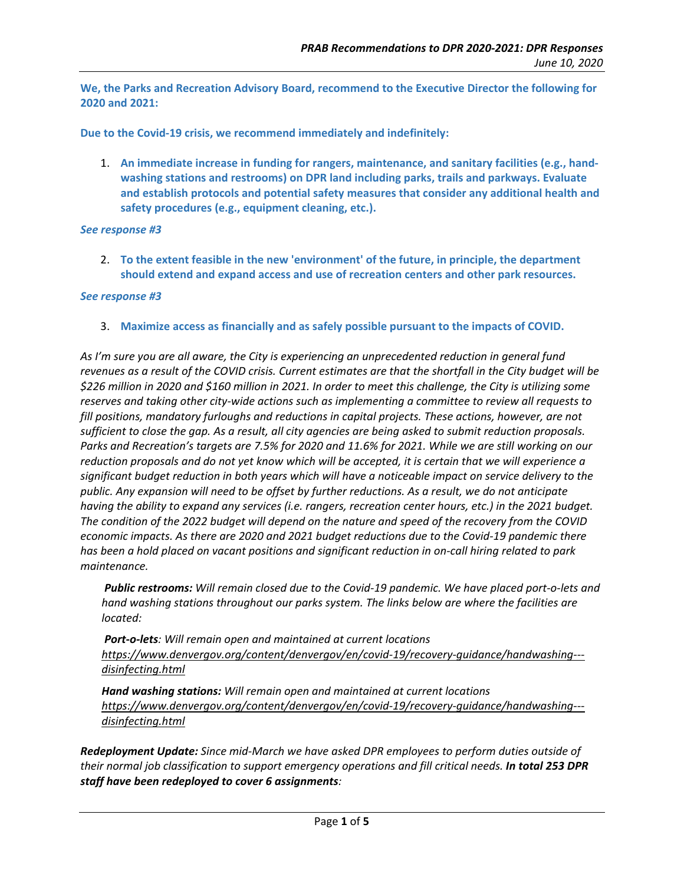**We, the Parks and Recreation Advisory Board, recommend to the Executive Director the following for 2020 and 2021:**

**Due to the Covid-19 crisis, we recommend immediately and indefinitely:**

1. **An immediate increase in funding for rangers, maintenance, and sanitary facilities (e.g., hand-washing stations and restrooms) on DPR land including parks, trails and parkways. Evaluate and establish protocols and potential safety measures that consider any additional health and safety procedures (e.g., equipment cleaning, etc.).**

***See response #3***

2. **To the extent feasible in the new 'environment' of the future, in principle, the department should extend and expand access and use of recreation centers and other park resources.**

***See response #3***

3. **Maximize access as financially and as safely possible pursuant to the impacts of COVID.**

*As I'm sure you are all aware, the City is experiencing an unprecedented reduction in general fund revenues as a result of the COVID crisis. Current estimates are that the shortfall in the City budget will be $226 million in 2020 and $160 million in 2021. In order to meet this challenge, the City is utilizing some reserves and taking other city-wide actions such as implementing a committee to review all requests to fill positions, mandatory furloughs and reductions in capital projects. These actions, however, are not sufficient to close the gap. As a result, all city agencies are being asked to submit reduction proposals. Parks and Recreation's targets are 7.5% for 2020 and 11.6% for 2021. While we are still working on our reduction proposals and do not yet know which will be accepted, it is certain that we will experience a significant budget reduction in both years which will have a noticeable impact on service delivery to the public. Any expansion will need to be offset by further reductions. As a result, we do not anticipate having the ability to expand any services (i.e. rangers, recreation center hours, etc.) in the 2021 budget. The condition of the 2022 budget will depend on the nature and speed of the recovery from the COVID economic impacts. As there are 2020 and 2021 budget reductions due to the Covid-19 pandemic there has been a hold placed on vacant positions and significant reduction in on-call hiring related to park maintenance.*

> ***Public restrooms:*** *Will remain closed due to the Covid-19 pandemic. We have placed port-o-lets and hand washing stations throughout our parks system. The links below are where the facilities are located:*
>
> ***Port-o-lets****: Will remain open and maintained at current locations* *https://www.denvergov.org/content/denvergov/en/covid-19/recovery-guidance/handwashing---disinfecting.html*
>
> ***Hand washing stations:*** *Will remain open and maintained at current locations* *https://www.denvergov.org/content/denvergov/en/covid-19/recovery-guidance/handwashing---disinfecting.html*

***Redeployment Update:*** *Since mid-March we have asked DPR employees to perform duties outside of their normal job classification to support emergency operations and fill critical needs.* ***In total 253 DPR staff have been redeployed to cover 6 assignments****:*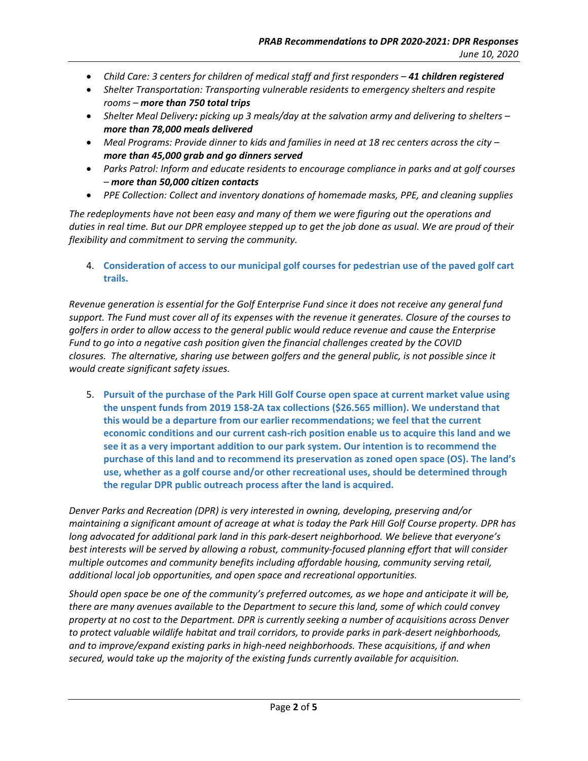- *Child Care: 3 centers for children of medical staff and first responders –* ***41 children registered***
- *Shelter Transportation: Transporting vulnerable residents to emergency shelters and respite rooms –* ***more than 750 total trips***
- *Shelter Meal Delivery**:** picking up 3 meals/day at the salvation army and delivering to shelters –* ***more than 78,000 meals delivered***
- *Meal Programs: Provide dinner to kids and families in need at 18 rec centers across the city –* ***more than 45,000 grab and go dinners served***
- *Parks Patrol: Inform and educate residents to encourage compliance in parks and at golf courses –* ***more than 50,000 citizen contacts***
- *PPE Collection: Collect and inventory donations of homemade masks, PPE, and cleaning supplies*

*The redeployments have not been easy and many of them we were figuring out the operations and duties in real time. But our DPR employee stepped up to get the job done as usual. We are proud of their flexibility and commitment to serving the community.*

4. **Consideration of access to our municipal golf courses for pedestrian use of the paved golf cart trails.**

*Revenue generation is essential for the Golf Enterprise Fund since it does not receive any general fund support. The Fund must cover all of its expenses with the revenue it generates. Closure of the courses to golfers in order to allow access to the general public would reduce revenue and cause the Enterprise Fund to go into a negative cash position given the financial challenges created by the COVID closures. The alternative, sharing use between golfers and the general public, is not possible since it would create significant safety issues.*

5. **Pursuit of the purchase of the Park Hill Golf Course open space at current market value using the unspent funds from 2019 158-2A tax collections ($26.565 million). We understand that this would be a departure from our earlier recommendations; we feel that the current economic conditions and our current cash-rich position enable us to acquire this land and we see it as a very important addition to our park system. Our intention is to recommend the purchase of this land and to recommend its preservation as zoned open space (OS). The land's use, whether as a golf course and/or other recreational uses, should be determined through the regular DPR public outreach process after the land is acquired.**

*Denver Parks and Recreation (DPR) is very interested in owning, developing, preserving and/or maintaining a significant amount of acreage at what is today the Park Hill Golf Course property. DPR has long advocated for additional park land in this park-desert neighborhood. We believe that everyone's best interests will be served by allowing a robust, community-focused planning effort that will consider multiple outcomes and community benefits including affordable housing, community serving retail, additional local job opportunities, and open space and recreational opportunities.*

*Should open space be one of the community's preferred outcomes, as we hope and anticipate it will be, there are many avenues available to the Department to secure this land, some of which could convey property at no cost to the Department. DPR is currently seeking a number of acquisitions across Denver to protect valuable wildlife habitat and trail corridors, to provide parks in park-desert neighborhoods, and to improve/expand existing parks in high-need neighborhoods. These acquisitions, if and when secured, would take up the majority of the existing funds currently available for acquisition.*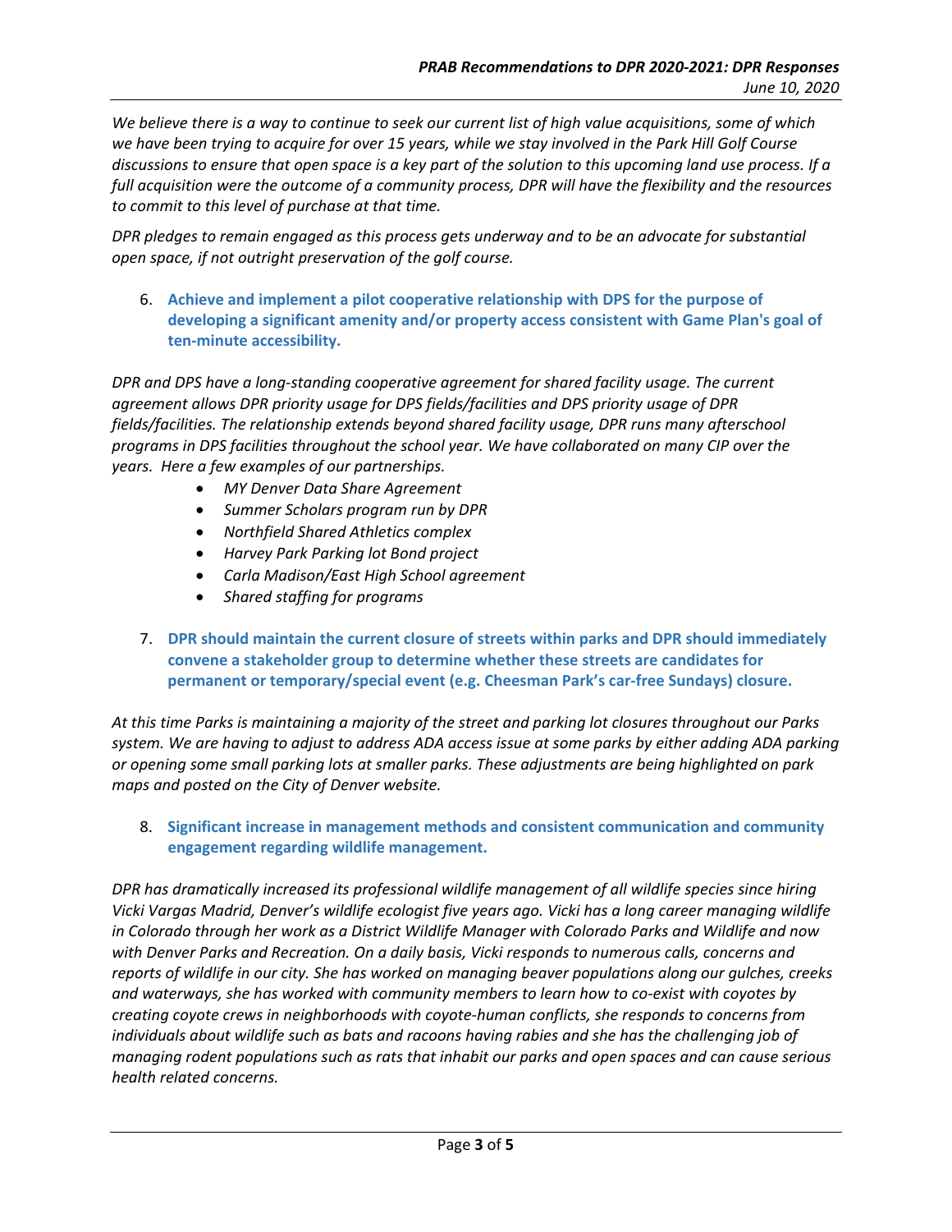*We believe there is a way to continue to seek our current list of high value acquisitions, some of which we have been trying to acquire for over 15 years, while we stay involved in the Park Hill Golf Course discussions to ensure that open space is a key part of the solution to this upcoming land use process. If a full acquisition were the outcome of a community process, DPR will have the flexibility and the resources to commit to this level of purchase at that time.*

*DPR pledges to remain engaged as this process gets underway and to be an advocate for substantial open space, if not outright preservation of the golf course.*

6. **Achieve and implement a pilot cooperative relationship with DPS for the purpose of developing a significant amenity and/or property access consistent with Game Plan's goal of ten-minute accessibility.**

*DPR and DPS have a long-standing cooperative agreement for shared facility usage. The current agreement allows DPR priority usage for DPS fields/facilities and DPS priority usage of DPR fields/facilities. The relationship extends beyond shared facility usage, DPR runs many afterschool programs in DPS facilities throughout the school year. We have collaborated on many CIP over the years. Here a few examples of our partnerships.*

- *MY Denver Data Share Agreement*
- *Summer Scholars program run by DPR*
- *Northfield Shared Athletics complex*
- *Harvey Park Parking lot Bond project*
- *Carla Madison/East High School agreement*
- *Shared staffing for programs*

7. **DPR should maintain the current closure of streets within parks and DPR should immediately convene a stakeholder group to determine whether these streets are candidates for permanent or temporary/special event (e.g. Cheesman Park's car-free Sundays) closure.**

*At this time Parks is maintaining a majority of the street and parking lot closures throughout our Parks system. We are having to adjust to address ADA access issue at some parks by either adding ADA parking or opening some small parking lots at smaller parks. These adjustments are being highlighted on park maps and posted on the City of Denver website.*

8. **Significant increase in management methods and consistent communication and community engagement regarding wildlife management.**

*DPR has dramatically increased its professional wildlife management of all wildlife species since hiring Vicki Vargas Madrid, Denver's wildlife ecologist five years ago. Vicki has a long career managing wildlife in Colorado through her work as a District Wildlife Manager with Colorado Parks and Wildlife and now with Denver Parks and Recreation. On a daily basis, Vicki responds to numerous calls, concerns and reports of wildlife in our city. She has worked on managing beaver populations along our gulches, creeks and waterways, she has worked with community members to learn how to co-exist with coyotes by creating coyote crews in neighborhoods with coyote-human conflicts, she responds to concerns from individuals about wildlife such as bats and racoons having rabies and she has the challenging job of managing rodent populations such as rats that inhabit our parks and open spaces and can cause serious health related concerns.*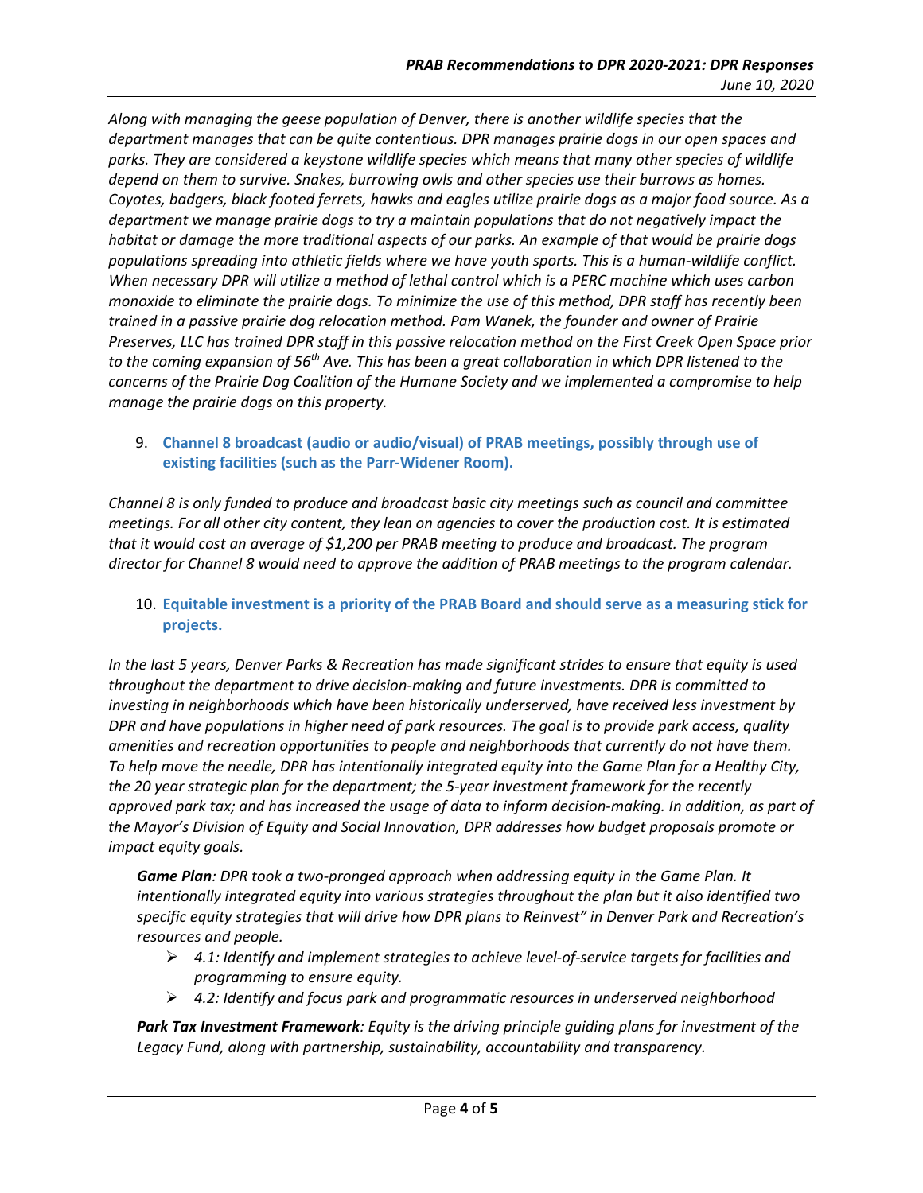*Along with managing the geese population of Denver, there is another wildlife species that the department manages that can be quite contentious. DPR manages prairie dogs in our open spaces and parks. They are considered a keystone wildlife species which means that many other species of wildlife depend on them to survive. Snakes, burrowing owls and other species use their burrows as homes. Coyotes, badgers, black footed ferrets, hawks and eagles utilize prairie dogs as a major food source. As a department we manage prairie dogs to try a maintain populations that do not negatively impact the habitat or damage the more traditional aspects of our parks. An example of that would be prairie dogs populations spreading into athletic fields where we have youth sports. This is a human-wildlife conflict. When necessary DPR will utilize a method of lethal control which is a PERC machine which uses carbon monoxide to eliminate the prairie dogs. To minimize the use of this method, DPR staff has recently been trained in a passive prairie dog relocation method. Pam Wanek, the founder and owner of Prairie Preserves, LLC has trained DPR staff in this passive relocation method on the First Creek Open Space prior to the coming expansion of 56th Ave. This has been a great collaboration in which DPR listened to the concerns of the Prairie Dog Coalition of the Humane Society and we implemented a compromise to help manage the prairie dogs on this property.*

9. **Channel 8 broadcast (audio or audio/visual) of PRAB meetings, possibly through use of existing facilities (such as the Parr-Widener Room).**

*Channel 8 is only funded to produce and broadcast basic city meetings such as council and committee meetings. For all other city content, they lean on agencies to cover the production cost. It is estimated that it would cost an average of $1,200 per PRAB meeting to produce and broadcast. The program director for Channel 8 would need to approve the addition of PRAB meetings to the program calendar.*

10. **Equitable investment is a priority of the PRAB Board and should serve as a measuring stick for projects.**

*In the last 5 years, Denver Parks & Recreation has made significant strides to ensure that equity is used throughout the department to drive decision-making and future investments. DPR is committed to investing in neighborhoods which have been historically underserved, have received less investment by DPR and have populations in higher need of park resources. The goal is to provide park access, quality amenities and recreation opportunities to people and neighborhoods that currently do not have them. To help move the needle, DPR has intentionally integrated equity into the Game Plan for a Healthy City, the 20 year strategic plan for the department; the 5-year investment framework for the recently approved park tax; and has increased the usage of data to inform decision-making. In addition, as part of the Mayor's Division of Equity and Social Innovation, DPR addresses how budget proposals promote or impact equity goals.*

***Game Plan**: DPR took a two-pronged approach when addressing equity in the Game Plan. It intentionally integrated equity into various strategies throughout the plan but it also identified two specific equity strategies that will drive how DPR plans to Reinvest" in Denver Park and Recreation's resources and people.*

- *4.1: Identify and implement strategies to achieve level-of-service targets for facilities and programming to ensure equity.*
- *4.2: Identify and focus park and programmatic resources in underserved neighborhood*

***Park Tax Investment Framework**: Equity is the driving principle guiding plans for investment of the Legacy Fund, along with partnership, sustainability, accountability and transparency.*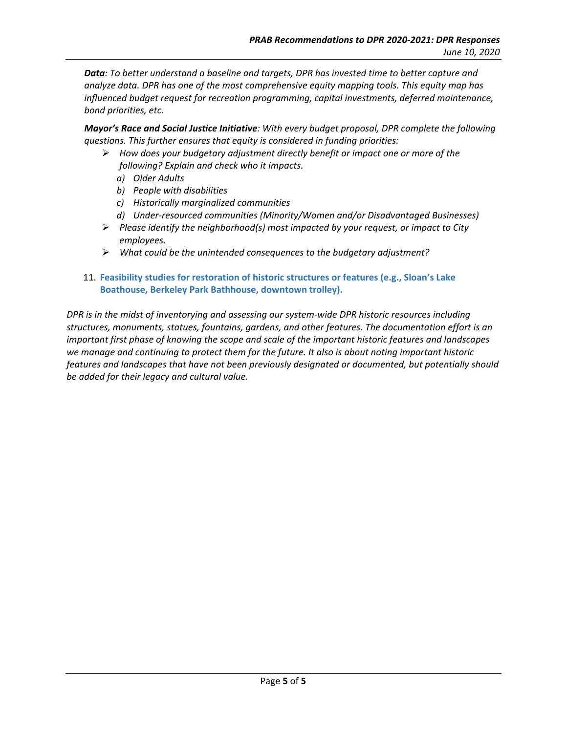***Data**: To better understand a baseline and targets, DPR has invested time to better capture and analyze data. DPR has one of the most comprehensive equity mapping tools. This equity map has influenced budget request for recreation programming, capital investments, deferred maintenance, bond priorities, etc.*

***Mayor's Race and Social Justice Initiative**: With every budget proposal, DPR complete the following questions. This further ensures that equity is considered in funding priorities:*

- *How does your budgetary adjustment directly benefit or impact one or more of the following? Explain and check who it impacts.*
  - *a) Older Adults*
  - *b) People with disabilities*
  - *c) Historically marginalized communities*
  - *d) Under-resourced communities (Minority/Women and/or Disadvantaged Businesses)*
- *Please identify the neighborhood(s) most impacted by your request, or impact to City employees.*
- *What could be the unintended consequences to the budgetary adjustment?*

11. **Feasibility studies for restoration of historic structures or features (e.g., Sloan's Lake Boathouse, Berkeley Park Bathhouse, downtown trolley).**

*DPR is in the midst of inventorying and assessing our system-wide DPR historic resources including structures, monuments, statues, fountains, gardens, and other features. The documentation effort is an important first phase of knowing the scope and scale of the important historic features and landscapes we manage and continuing to protect them for the future. It also is about noting important historic features and landscapes that have not been previously designated or documented, but potentially should be added for their legacy and cultural value.*